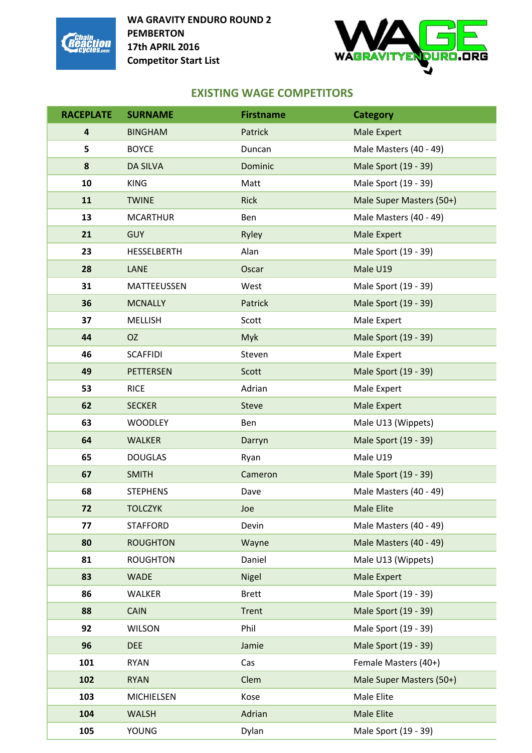**WA GRAVITY ENDURO ROUND 2**
**PEMBERTON**
**17th APRIL 2016**
**Competitor Start List**

## EXISTING WAGE COMPETITORS

| RACEPLATE | SURNAME | Firstname | Category |
|---|---|---|---|
| 4 | BINGHAM | Patrick | Male Expert |
| 5 | BOYCE | Duncan | Male Masters (40 - 49) |
| 8 | DA SILVA | Dominic | Male Sport (19 - 39) |
| 10 | KING | Matt | Male Sport (19 - 39) |
| 11 | TWINE | Rick | Male Super Masters (50+) |
| 13 | MCARTHUR | Ben | Male Masters (40 - 49) |
| 21 | GUY | Ryley | Male Expert |
| 23 | HESSELBERTH | Alan | Male Sport (19 - 39) |
| 28 | LANE | Oscar | Male U19 |
| 31 | MATTEEUSSEN | West | Male Sport (19 - 39) |
| 36 | MCNALLY | Patrick | Male Sport (19 - 39) |
| 37 | MELLISH | Scott | Male Expert |
| 44 | OZ | Myk | Male Sport (19 - 39) |
| 46 | SCAFFIDI | Steven | Male Expert |
| 49 | PETTERSEN | Scott | Male Sport (19 - 39) |
| 53 | RICE | Adrian | Male Expert |
| 62 | SECKER | Steve | Male Expert |
| 63 | WOODLEY | Ben | Male U13 (Wippets) |
| 64 | WALKER | Darryn | Male Sport (19 - 39) |
| 65 | DOUGLAS | Ryan | Male U19 |
| 67 | SMITH | Cameron | Male Sport (19 - 39) |
| 68 | STEPHENS | Dave | Male Masters (40 - 49) |
| 72 | TOLCZYK | Joe | Male Elite |
| 77 | STAFFORD | Devin | Male Masters (40 - 49) |
| 80 | ROUGHTON | Wayne | Male Masters (40 - 49) |
| 81 | ROUGHTON | Daniel | Male U13 (Wippets) |
| 83 | WADE | Nigel | Male Expert |
| 86 | WALKER | Brett | Male Sport (19 - 39) |
| 88 | CAIN | Trent | Male Sport (19 - 39) |
| 92 | WILSON | Phil | Male Sport (19 - 39) |
| 96 | DEE | Jamie | Male Sport (19 - 39) |
| 101 | RYAN | Cas | Female Masters (40+) |
| 102 | RYAN | Clem | Male Super Masters (50+) |
| 103 | MICHIELSEN | Kose | Male Elite |
| 104 | WALSH | Adrian | Male Elite |
| 105 | YOUNG | Dylan | Male Sport (19 - 39) |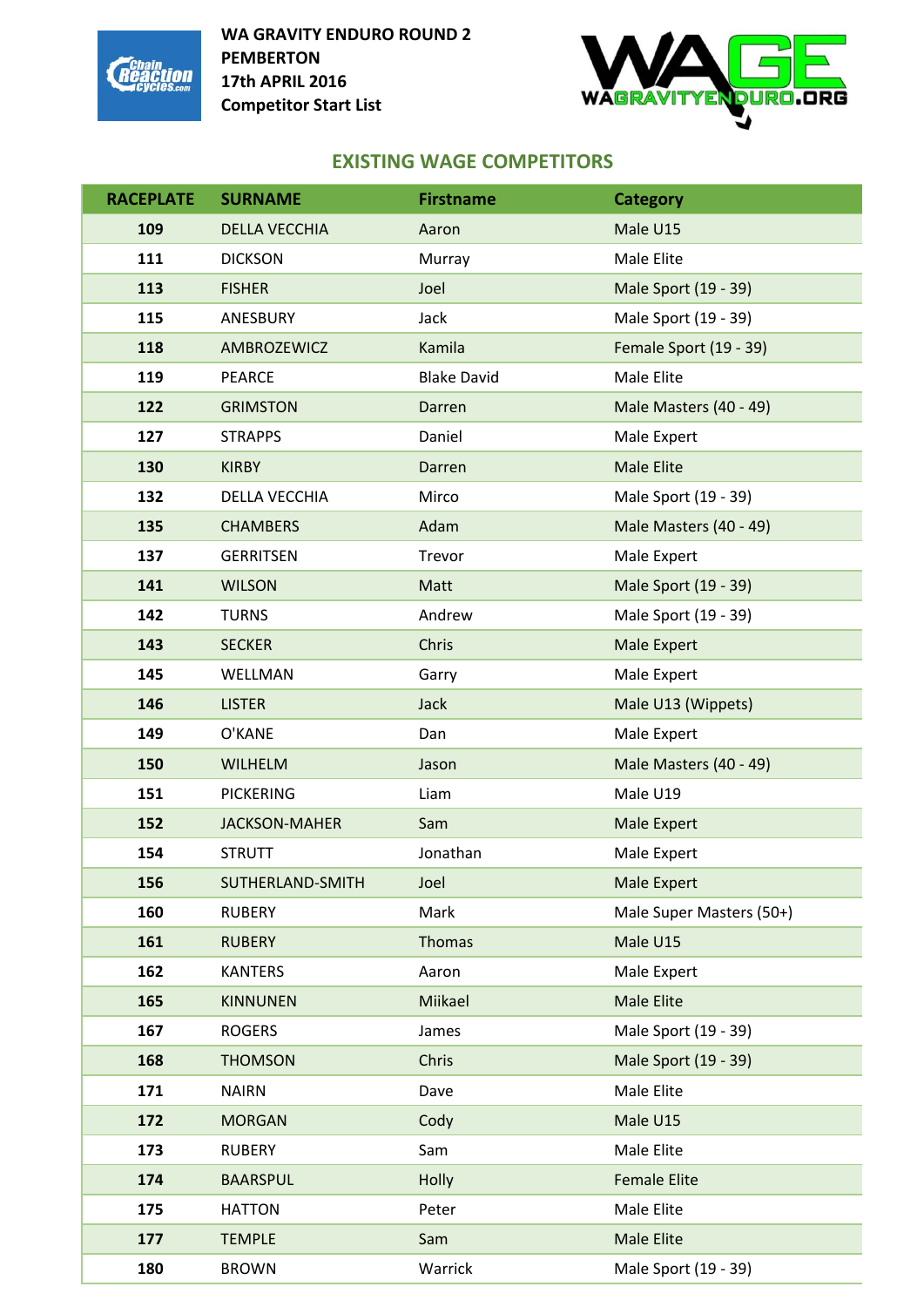WA GRAVITY ENDURO ROUND 2
PEMBERTON
17th APRIL 2016
Competitor Start List

## EXISTING WAGE COMPETITORS

| RACEPLATE | SURNAME | Firstname | Category |
|---|---|---|---|
| 109 | DELLA VECCHIA | Aaron | Male U15 |
| 111 | DICKSON | Murray | Male Elite |
| 113 | FISHER | Joel | Male Sport (19 - 39) |
| 115 | ANESBURY | Jack | Male Sport (19 - 39) |
| 118 | AMBROZEWICZ | Kamila | Female Sport (19 - 39) |
| 119 | PEARCE | Blake David | Male Elite |
| 122 | GRIMSTON | Darren | Male Masters (40 - 49) |
| 127 | STRAPPS | Daniel | Male Expert |
| 130 | KIRBY | Darren | Male Elite |
| 132 | DELLA VECCHIA | Mirco | Male Sport (19 - 39) |
| 135 | CHAMBERS | Adam | Male Masters (40 - 49) |
| 137 | GERRITSEN | Trevor | Male Expert |
| 141 | WILSON | Matt | Male Sport (19 - 39) |
| 142 | TURNS | Andrew | Male Sport (19 - 39) |
| 143 | SECKER | Chris | Male Expert |
| 145 | WELLMAN | Garry | Male Expert |
| 146 | LISTER | Jack | Male U13 (Wippets) |
| 149 | O'KANE | Dan | Male Expert |
| 150 | WILHELM | Jason | Male Masters (40 - 49) |
| 151 | PICKERING | Liam | Male U19 |
| 152 | JACKSON-MAHER | Sam | Male Expert |
| 154 | STRUTT | Jonathan | Male Expert |
| 156 | SUTHERLAND-SMITH | Joel | Male Expert |
| 160 | RUBERY | Mark | Male Super Masters (50+) |
| 161 | RUBERY | Thomas | Male U15 |
| 162 | KANTERS | Aaron | Male Expert |
| 165 | KINNUNEN | Miikael | Male Elite |
| 167 | ROGERS | James | Male Sport (19 - 39) |
| 168 | THOMSON | Chris | Male Sport (19 - 39) |
| 171 | NAIRN | Dave | Male Elite |
| 172 | MORGAN | Cody | Male U15 |
| 173 | RUBERY | Sam | Male Elite |
| 174 | BAARSPUL | Holly | Female Elite |
| 175 | HATTON | Peter | Male Elite |
| 177 | TEMPLE | Sam | Male Elite |
| 180 | BROWN | Warrick | Male Sport (19 - 39) |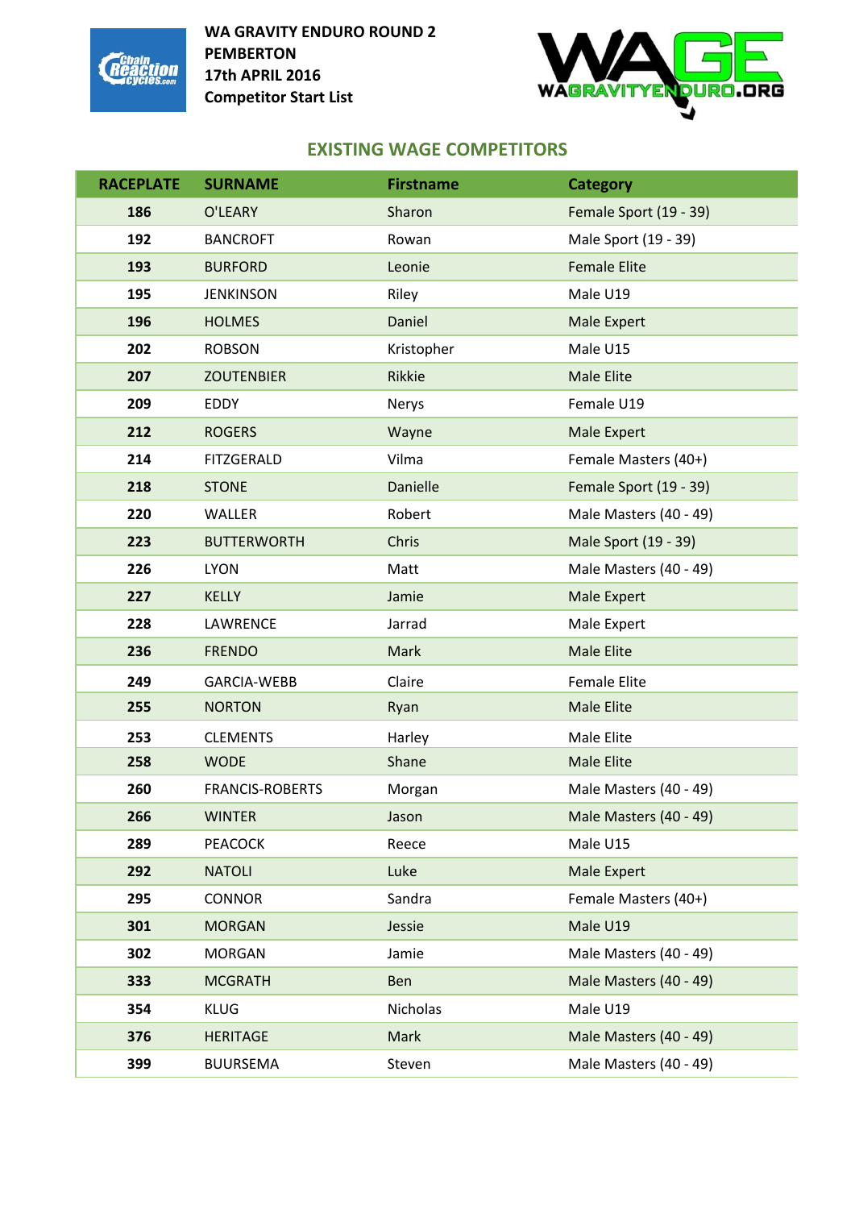**WA GRAVITY ENDURO ROUND 2**
**PEMBERTON**
**17th APRIL 2016**
**Competitor Start List**

## EXISTING WAGE COMPETITORS

| RACEPLATE | SURNAME | Firstname | Category |
|---|---|---|---|
| 186 | O'LEARY | Sharon | Female Sport (19 - 39) |
| 192 | BANCROFT | Rowan | Male Sport (19 - 39) |
| 193 | BURFORD | Leonie | Female Elite |
| 195 | JENKINSON | Riley | Male U19 |
| 196 | HOLMES | Daniel | Male Expert |
| 202 | ROBSON | Kristopher | Male U15 |
| 207 | ZOUTENBIER | Rikkie | Male Elite |
| 209 | EDDY | Nerys | Female U19 |
| 212 | ROGERS | Wayne | Male Expert |
| 214 | FITZGERALD | Vilma | Female Masters (40+) |
| 218 | STONE | Danielle | Female Sport (19 - 39) |
| 220 | WALLER | Robert | Male Masters (40 - 49) |
| 223 | BUTTERWORTH | Chris | Male Sport (19 - 39) |
| 226 | LYON | Matt | Male Masters (40 - 49) |
| 227 | KELLY | Jamie | Male Expert |
| 228 | LAWRENCE | Jarrad | Male Expert |
| 236 | FRENDO | Mark | Male Elite |
| 249 | GARCIA-WEBB | Claire | Female Elite |
| 255 | NORTON | Ryan | Male Elite |
| 253 | CLEMENTS | Harley | Male Elite |
| 258 | WODE | Shane | Male Elite |
| 260 | FRANCIS-ROBERTS | Morgan | Male Masters (40 - 49) |
| 266 | WINTER | Jason | Male Masters (40 - 49) |
| 289 | PEACOCK | Reece | Male U15 |
| 292 | NATOLI | Luke | Male Expert |
| 295 | CONNOR | Sandra | Female Masters (40+) |
| 301 | MORGAN | Jessie | Male U19 |
| 302 | MORGAN | Jamie | Male Masters (40 - 49) |
| 333 | MCGRATH | Ben | Male Masters (40 - 49) |
| 354 | KLUG | Nicholas | Male U19 |
| 376 | HERITAGE | Mark | Male Masters (40 - 49) |
| 399 | BUURSEMA | Steven | Male Masters (40 - 49) |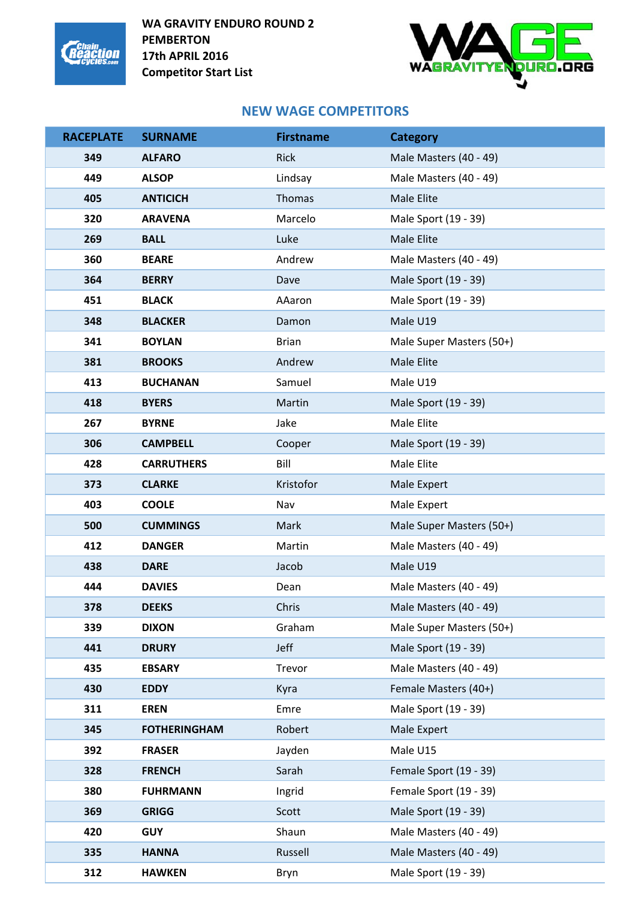WA GRAVITY ENDURO ROUND 2
PEMBERTON
17th APRIL 2016
Competitor Start List

## NEW WAGE COMPETITORS

| RACEPLATE | SURNAME | Firstname | Category |
|---|---|---|---|
| 349 | ALFARO | Rick | Male Masters (40 - 49) |
| 449 | ALSOP | Lindsay | Male Masters (40 - 49) |
| 405 | ANTICICH | Thomas | Male Elite |
| 320 | ARAVENA | Marcelo | Male Sport (19 - 39) |
| 269 | BALL | Luke | Male Elite |
| 360 | BEARE | Andrew | Male Masters (40 - 49) |
| 364 | BERRY | Dave | Male Sport (19 - 39) |
| 451 | BLACK | AAaron | Male Sport (19 - 39) |
| 348 | BLACKER | Damon | Male U19 |
| 341 | BOYLAN | Brian | Male Super Masters (50+) |
| 381 | BROOKS | Andrew | Male Elite |
| 413 | BUCHANAN | Samuel | Male U19 |
| 418 | BYERS | Martin | Male Sport (19 - 39) |
| 267 | BYRNE | Jake | Male Elite |
| 306 | CAMPBELL | Cooper | Male Sport (19 - 39) |
| 428 | CARRUTHERS | Bill | Male Elite |
| 373 | CLARKE | Kristofor | Male Expert |
| 403 | COOLE | Nav | Male Expert |
| 500 | CUMMINGS | Mark | Male Super Masters (50+) |
| 412 | DANGER | Martin | Male Masters (40 - 49) |
| 438 | DARE | Jacob | Male U19 |
| 444 | DAVIES | Dean | Male Masters (40 - 49) |
| 378 | DEEKS | Chris | Male Masters (40 - 49) |
| 339 | DIXON | Graham | Male Super Masters (50+) |
| 441 | DRURY | Jeff | Male Sport (19 - 39) |
| 435 | EBSARY | Trevor | Male Masters (40 - 49) |
| 430 | EDDY | Kyra | Female Masters (40+) |
| 311 | EREN | Emre | Male Sport (19 - 39) |
| 345 | FOTHERINGHAM | Robert | Male Expert |
| 392 | FRASER | Jayden | Male U15 |
| 328 | FRENCH | Sarah | Female Sport (19 - 39) |
| 380 | FUHRMANN | Ingrid | Female Sport (19 - 39) |
| 369 | GRIGG | Scott | Male Sport (19 - 39) |
| 420 | GUY | Shaun | Male Masters (40 - 49) |
| 335 | HANNA | Russell | Male Masters (40 - 49) |
| 312 | HAWKEN | Bryn | Male Sport (19 - 39) |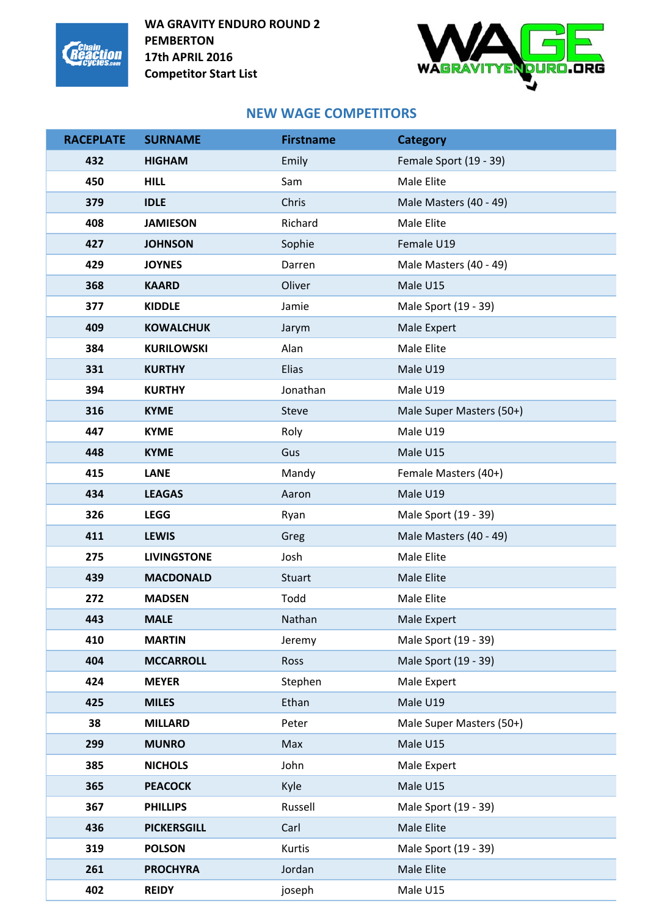**WA GRAVITY ENDURO ROUND 2**
**PEMBERTON**
**17th APRIL 2016**
**Competitor Start List**

## NEW WAGE COMPETITORS

| RACEPLATE | SURNAME | Firstname | Category |
|---|---|---|---|
| 432 | HIGHAM | Emily | Female Sport (19 - 39) |
| 450 | HILL | Sam | Male Elite |
| 379 | IDLE | Chris | Male Masters (40 - 49) |
| 408 | JAMIESON | Richard | Male Elite |
| 427 | JOHNSON | Sophie | Female U19 |
| 429 | JOYNES | Darren | Male Masters (40 - 49) |
| 368 | KAARD | Oliver | Male U15 |
| 377 | KIDDLE | Jamie | Male Sport (19 - 39) |
| 409 | KOWALCHUK | Jarym | Male Expert |
| 384 | KURILOWSKI | Alan | Male Elite |
| 331 | KURTHY | Elias | Male U19 |
| 394 | KURTHY | Jonathan | Male U19 |
| 316 | KYME | Steve | Male Super Masters (50+) |
| 447 | KYME | Roly | Male U19 |
| 448 | KYME | Gus | Male U15 |
| 415 | LANE | Mandy | Female Masters (40+) |
| 434 | LEAGAS | Aaron | Male U19 |
| 326 | LEGG | Ryan | Male Sport (19 - 39) |
| 411 | LEWIS | Greg | Male Masters (40 - 49) |
| 275 | LIVINGSTONE | Josh | Male Elite |
| 439 | MACDONALD | Stuart | Male Elite |
| 272 | MADSEN | Todd | Male Elite |
| 443 | MALE | Nathan | Male Expert |
| 410 | MARTIN | Jeremy | Male Sport (19 - 39) |
| 404 | MCCARROLL | Ross | Male Sport (19 - 39) |
| 424 | MEYER | Stephen | Male Expert |
| 425 | MILES | Ethan | Male U19 |
| 38 | MILLARD | Peter | Male Super Masters (50+) |
| 299 | MUNRO | Max | Male U15 |
| 385 | NICHOLS | John | Male Expert |
| 365 | PEACOCK | Kyle | Male U15 |
| 367 | PHILLIPS | Russell | Male Sport (19 - 39) |
| 436 | PICKERSGILL | Carl | Male Elite |
| 319 | POLSON | Kurtis | Male Sport (19 - 39) |
| 261 | PROCHYRA | Jordan | Male Elite |
| 402 | REIDY | joseph | Male U15 |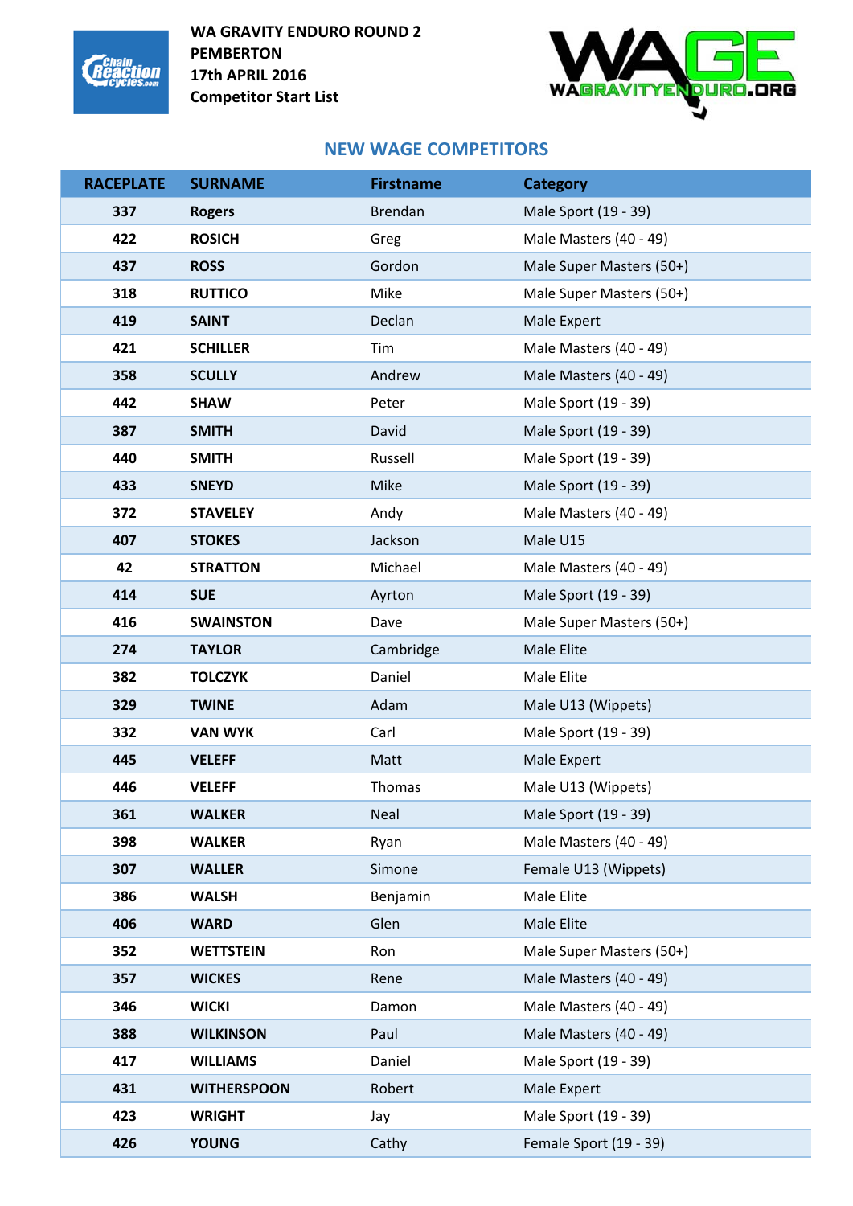WA GRAVITY ENDURO ROUND 2
PEMBERTON
17th APRIL 2016
Competitor Start List

WAGRAVITYENDURO.ORG

## NEW WAGE COMPETITORS

| RACEPLATE | SURNAME | Firstname | Category |
|---|---|---|---|
| 337 | Rogers | Brendan | Male Sport (19 - 39) |
| 422 | ROSICH | Greg | Male Masters (40 - 49) |
| 437 | ROSS | Gordon | Male Super Masters (50+) |
| 318 | RUTTICO | Mike | Male Super Masters (50+) |
| 419 | SAINT | Declan | Male Expert |
| 421 | SCHILLER | Tim | Male Masters (40 - 49) |
| 358 | SCULLY | Andrew | Male Masters (40 - 49) |
| 442 | SHAW | Peter | Male Sport (19 - 39) |
| 387 | SMITH | David | Male Sport (19 - 39) |
| 440 | SMITH | Russell | Male Sport (19 - 39) |
| 433 | SNEYD | Mike | Male Sport (19 - 39) |
| 372 | STAVELEY | Andy | Male Masters (40 - 49) |
| 407 | STOKES | Jackson | Male U15 |
| 42 | STRATTON | Michael | Male Masters (40 - 49) |
| 414 | SUE | Ayrton | Male Sport (19 - 39) |
| 416 | SWAINSTON | Dave | Male Super Masters (50+) |
| 274 | TAYLOR | Cambridge | Male Elite |
| 382 | TOLCZYK | Daniel | Male Elite |
| 329 | TWINE | Adam | Male U13 (Wippets) |
| 332 | VAN WYK | Carl | Male Sport (19 - 39) |
| 445 | VELEFF | Matt | Male Expert |
| 446 | VELEFF | Thomas | Male U13 (Wippets) |
| 361 | WALKER | Neal | Male Sport (19 - 39) |
| 398 | WALKER | Ryan | Male Masters (40 - 49) |
| 307 | WALLER | Simone | Female U13 (Wippets) |
| 386 | WALSH | Benjamin | Male Elite |
| 406 | WARD | Glen | Male Elite |
| 352 | WETTSTEIN | Ron | Male Super Masters (50+) |
| 357 | WICKES | Rene | Male Masters (40 - 49) |
| 346 | WICKI | Damon | Male Masters (40 - 49) |
| 388 | WILKINSON | Paul | Male Masters (40 - 49) |
| 417 | WILLIAMS | Daniel | Male Sport (19 - 39) |
| 431 | WITHERSPOON | Robert | Male Expert |
| 423 | WRIGHT | Jay | Male Sport (19 - 39) |
| 426 | YOUNG | Cathy | Female Sport (19 - 39) |